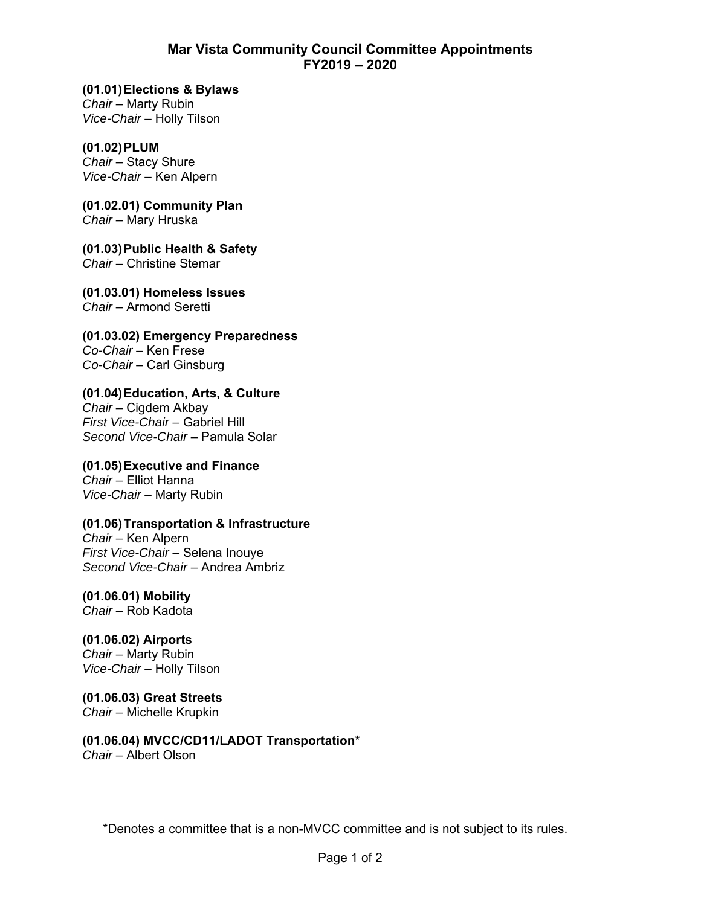# Mar Vista Community Council Committee Appointments
# FY2019 – 2020

**(01.01) Elections & Bylaws**
*Chair* – Marty Rubin
*Vice-Chair* – Holly Tilson

**(01.02) PLUM**
*Chair* – Stacy Shure
*Vice-Chair* – Ken Alpern

**(01.02.01) Community Plan**
*Chair* – Mary Hruska

**(01.03) Public Health & Safety**
*Chair* – Christine Stemar

**(01.03.01) Homeless Issues**
*Chair* – Armond Seretti

**(01.03.02) Emergency Preparedness**
*Co-Chair* – Ken Frese
*Co-Chair* – Carl Ginsburg

**(01.04) Education, Arts, & Culture**
*Chair* – Cigdem Akbay
*First Vice-Chair* – Gabriel Hill
*Second Vice-Chair* – Pamula Solar

**(01.05) Executive and Finance**
*Chair* – Elliot Hanna
*Vice-Chair* – Marty Rubin

**(01.06) Transportation & Infrastructure**
*Chair* – Ken Alpern
*First Vice-Chair* – Selena Inouye
*Second Vice-Chair* – Andrea Ambriz

**(01.06.01) Mobility**
*Chair* – Rob Kadota

**(01.06.02) Airports**
*Chair* – Marty Rubin
*Vice-Chair* – Holly Tilson

**(01.06.03) Great Streets**
*Chair* – Michelle Krupkin

**(01.06.04) MVCC/CD11/LADOT Transportation***
*Chair* – Albert Olson

*Denotes a committee that is a non-MVCC committee and is not subject to its rules.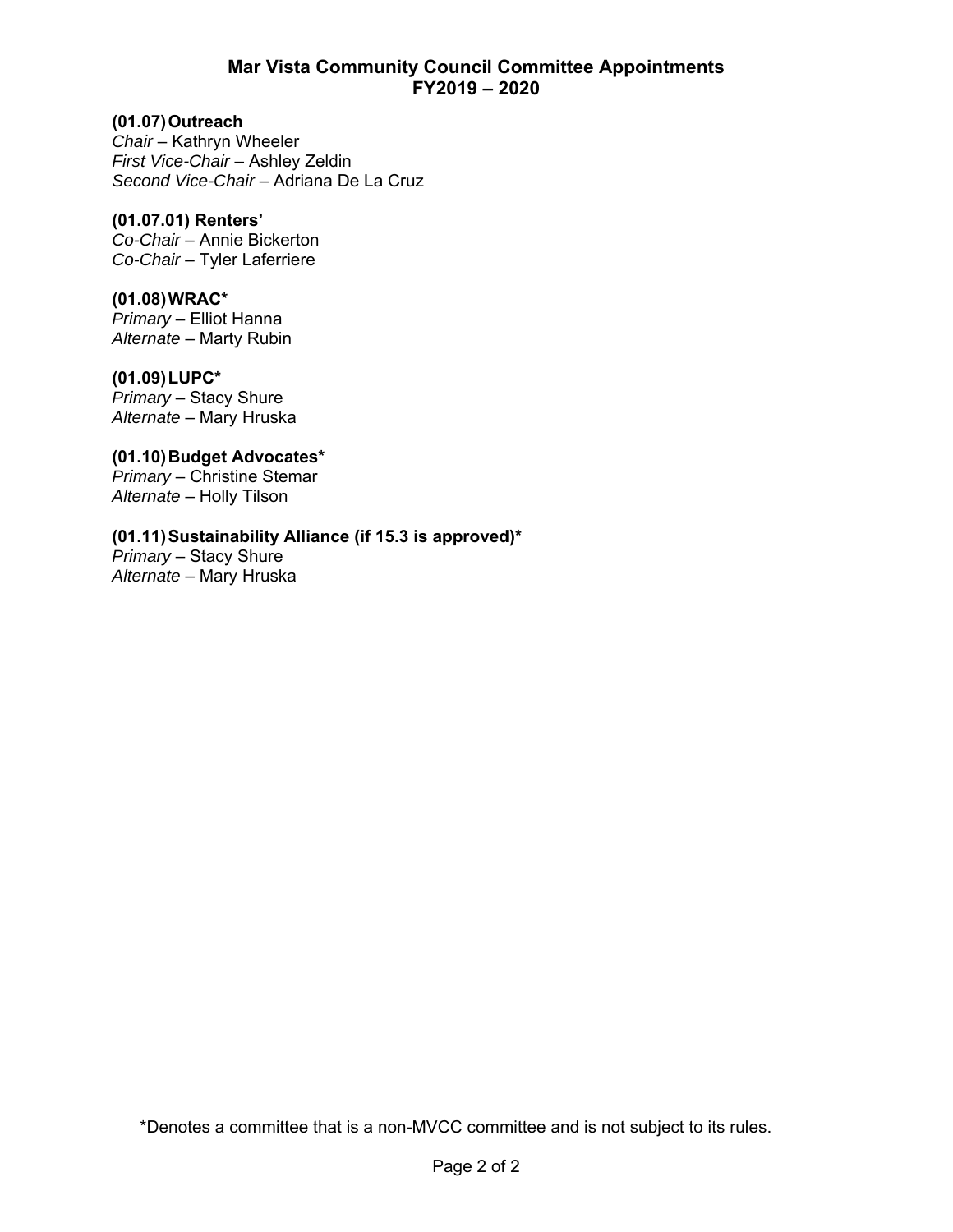# Mar Vista Community Council Committee Appointments
# FY2019 – 2020

**(01.07) Outreach**
*Chair* – Kathryn Wheeler
*First Vice-Chair* – Ashley Zeldin
*Second Vice-Chair* – Adriana De La Cruz

**(01.07.01) Renters'**
*Co-Chair* – Annie Bickerton
*Co-Chair* – Tyler Laferriere

**(01.08) WRAC***
*Primary* – Elliot Hanna
*Alternate* – Marty Rubin

**(01.09) LUPC***
*Primary* – Stacy Shure
*Alternate* – Mary Hruska

**(01.10) Budget Advocates***
*Primary* – Christine Stemar
*Alternate* – Holly Tilson

**(01.11) Sustainability Alliance (if 15.3 is approved)***
*Primary* – Stacy Shure
*Alternate* – Mary Hruska

*Denotes a committee that is a non-MVCC committee and is not subject to its rules.